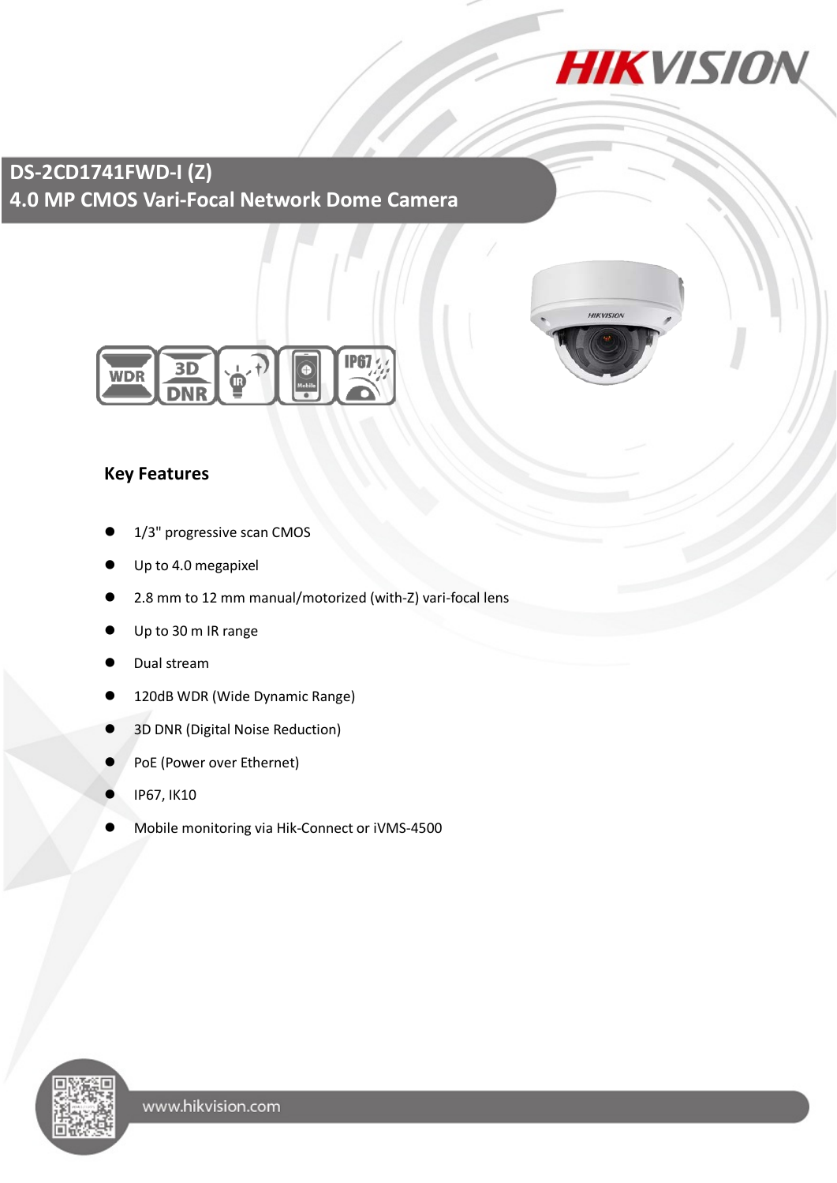# DS-2CD1741FWD-I (Z)
# 4.0 MP CMOS Vari-Focal Network Dome Camera

## Key Features

- 1/3" progressive scan CMOS
- Up to 4.0 megapixel
- 2.8 mm to 12 mm manual/motorized (with-Z) vari-focal lens
- Up to 30 m IR range
- Dual stream
- 120dB WDR (Wide Dynamic Range)
- 3D DNR (Digital Noise Reduction)
- PoE (Power over Ethernet)
- IP67, IK10
- Mobile monitoring via Hik-Connect or iVMS-4500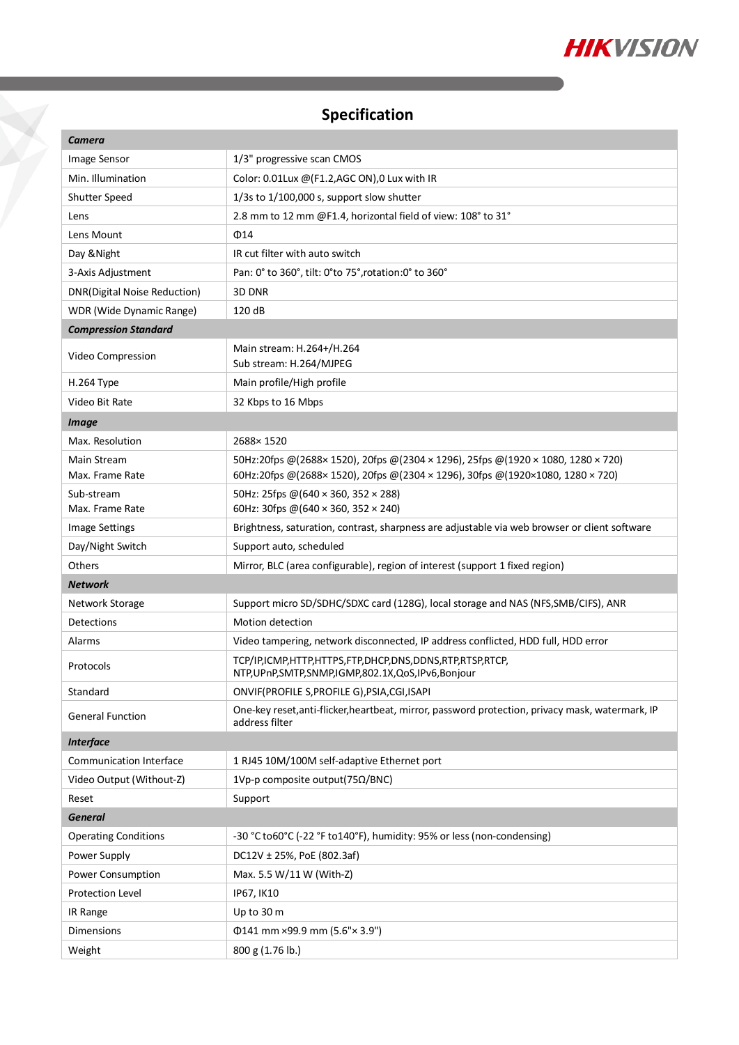## Specification

| **Camera** | |
|---|---|
| Image Sensor | 1/3" progressive scan CMOS |
| Min. Illumination | Color: 0.01Lux @(F1.2,AGC ON),0 Lux with IR |
| Shutter Speed | 1/3s to 1/100,000 s, support slow shutter |
| Lens | 2.8 mm to 12 mm @F1.4, horizontal field of view: 108° to 31° |
| Lens Mount | Φ14 |
| Day &Night | IR cut filter with auto switch |
| 3-Axis Adjustment | Pan: 0° to 360°, tilt: 0°to 75°,rotation:0° to 360° |
| DNR(Digital Noise Reduction) | 3D DNR |
| WDR (Wide Dynamic Range) | 120 dB |
| **Compression Standard** | |
| Video Compression | Main stream: H.264+/H.264<br>Sub stream: H.264/MJPEG |
| H.264 Type | Main profile/High profile |
| Video Bit Rate | 32 Kbps to 16 Mbps |
| **Image** | |
| Max. Resolution | 2688× 1520 |
| Main Stream<br>Max. Frame Rate | 50Hz:20fps @(2688× 1520), 20fps @(2304 × 1296), 25fps @(1920 × 1080, 1280 × 720)<br>60Hz:20fps @(2688× 1520), 20fps @(2304 × 1296), 30fps @(1920×1080, 1280 × 720) |
| Sub-stream<br>Max. Frame Rate | 50Hz: 25fps @(640 × 360, 352 × 288)<br>60Hz: 30fps @(640 × 360, 352 × 240) |
| Image Settings | Brightness, saturation, contrast, sharpness are adjustable via web browser or client software |
| Day/Night Switch | Support auto, scheduled |
| Others | Mirror, BLC (area configurable), region of interest (support 1 fixed region) |
| **Network** | |
| Network Storage | Support micro SD/SDHC/SDXC card (128G), local storage and NAS (NFS,SMB/CIFS), ANR |
| Detections | Motion detection |
| Alarms | Video tampering, network disconnected, IP address conflicted, HDD full, HDD error |
| Protocols | TCP/IP,ICMP,HTTP,HTTPS,FTP,DHCP,DNS,DDNS,RTP,RTSP,RTCP,<br>NTP,UPnP,SMTP,SNMP,IGMP,802.1X,QoS,IPv6,Bonjour |
| Standard | ONVIF(PROFILE S,PROFILE G),PSIA,CGI,ISAPI |
| General Function | One-key reset,anti-flicker,heartbeat, mirror, password protection, privacy mask, watermark, IP address filter |
| **Interface** | |
| Communication Interface | 1 RJ45 10M/100M self-adaptive Ethernet port |
| Video Output (Without-Z) | 1Vp-p composite output(75Ω/BNC) |
| Reset | Support |
| **General** | |
| Operating Conditions | -30 °C to60°C (-22 °F to140°F), humidity: 95% or less (non-condensing) |
| Power Supply | DC12V ± 25%, PoE (802.3af) |
| Power Consumption | Max. 5.5 W/11 W (With-Z) |
| Protection Level | IP67, IK10 |
| IR Range | Up to 30 m |
| Dimensions | Φ141 mm ×99.9 mm (5.6"× 3.9") |
| Weight | 800 g (1.76 lb.) |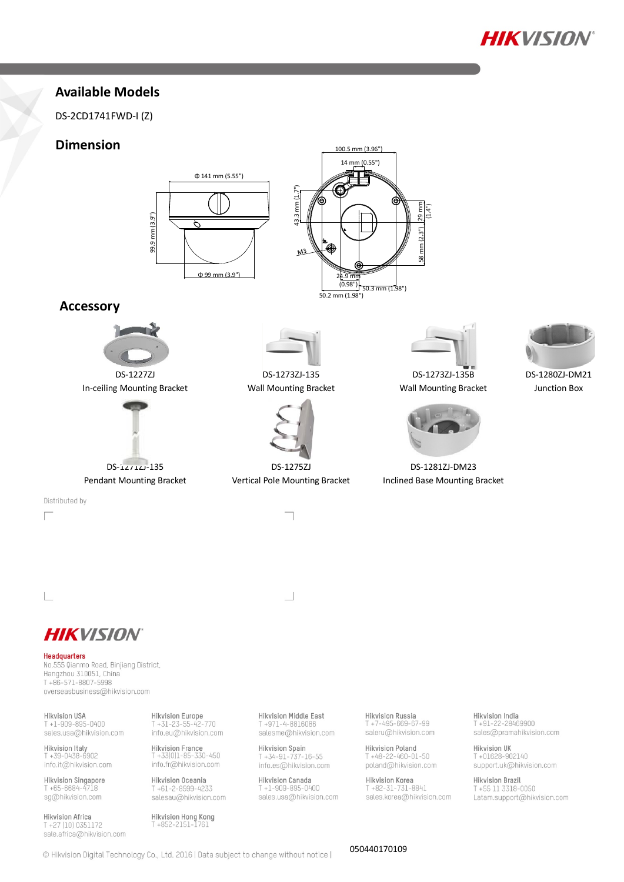## Available Models

DS-2CD1741FWD-I (Z)

## Dimension

Φ 141 mm (5.55")

99.9 mm (3.9")

Φ 99 mm (3.9")

100.5 mm (3.96")

14 mm (0.55")

43.3 mm (1.7")

29 mm (1.4")

58 mm (2.3")

M3

24.9 mm (0.98")

50.3 mm (1.98")

50.2 mm (1.98")

## Accessory

DS-1227ZJ
In-ceiling Mounting Bracket

DS-1273ZJ-135
Wall Mounting Bracket

DS-1273ZJ-135B
Wall Mounting Bracket

DS-1280ZJ-DM21
Junction Box

DS-1271ZJ-135
Pendant Mounting Bracket

DS-1275ZJ
Vertical Pole Mounting Bracket

DS-1281ZJ-DM23
Inclined Base Mounting Bracket

Distributed by

HIKVISION

**Headquarters**
No.555 Qianmo Road, Binjiang District,
Hangzhou 310051, China
T +86-571-8807-5998
overseasbusiness@hikvision.com

Hikvision USA
T +1-909-895-0400
sales.usa@hikvision.com

Hikvision Europe
T +31-23-55-42-770
info.eu@hikvision.com

Hikvision Middle East
T +971-4-8816086
salesme@hikvision.com

Hikvision Russia
T +7-495-669-67-99
saleru@hikvision.com

Hikvision India
T +91-22-28469900
sales@pramahikvision.com

Hikvision Italy
T +39-0438-6902
info.it@hikvision.com

Hikvision France
T +33(0)1-85-330-450
info.fr@hikvision.com

Hikvision Spain
T +34-91-737-16-55
info.es@hikvision.com

Hikvision Poland
T +48-22-460-01-50
poland@hikvision.com

Hikvision UK
T +01628-902140
support.uk@hikvision.com

Hikvision Singapore
T +65-6684-4718
sg@hikvision.com

Hikvision Oceania
T +61-2-8599-4233
salesau@hikvision.com

Hikvision Canada
T +1-909-895-0400
sales.usa@hikvision.com

Hikvision Korea
T +82-31-731-8841
sales.korea@hikvision.com

Hikvision Brazil
T +55 11 3318-0050
Latam.support@hikvision.com

Hikvision Africa
T +27 (10) 0351172
sale.africa@hikvision.com

Hikvision Hong Kong
T +852-2151-1761

© Hikvision Digital Technology Co., Ltd. 2016 | Data subject to change without notice | 050440170109